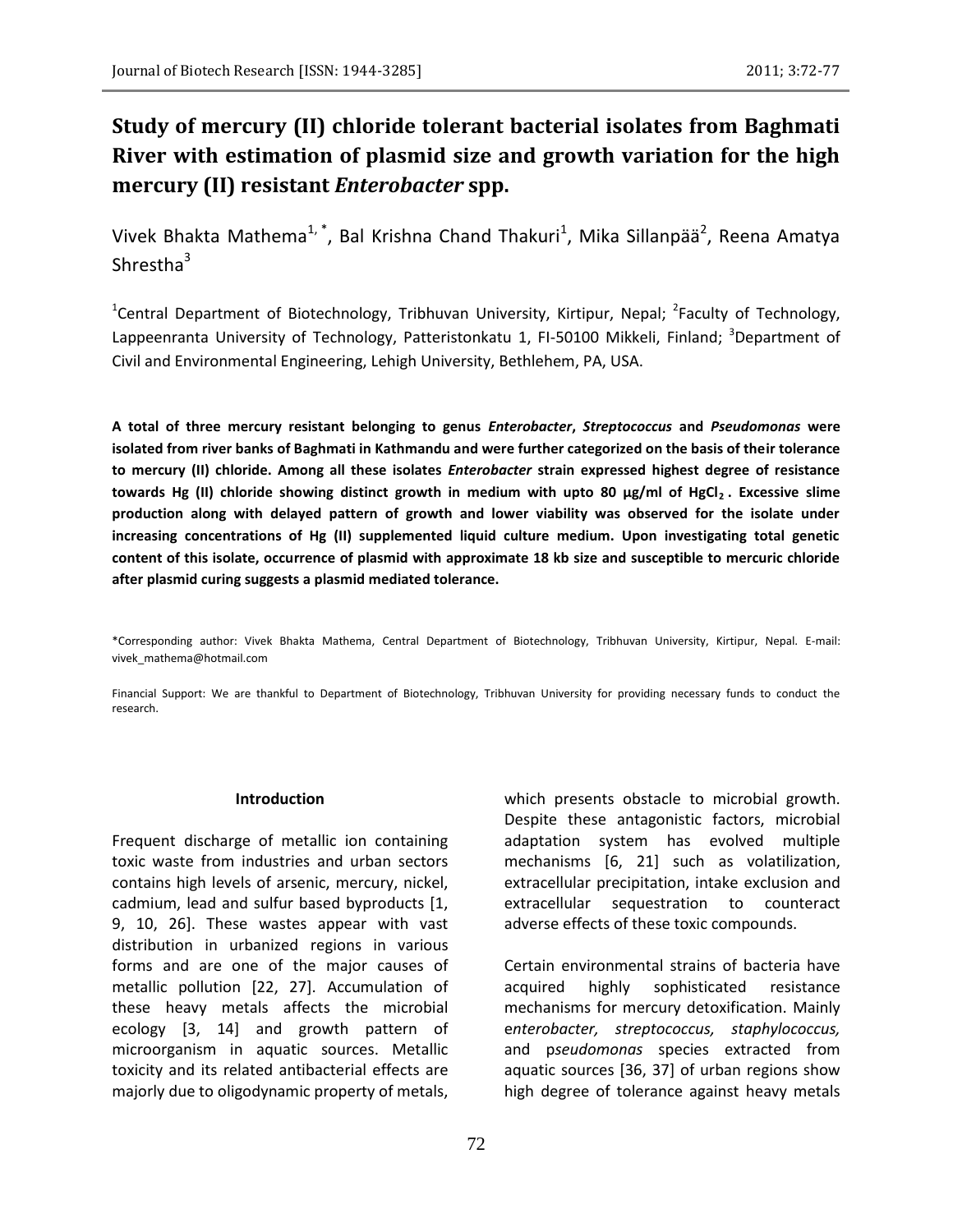# Study of mercury (II) chloride tolerant bacterial isolates from Baghmati River with estimation of plasmid size and growth variation for the high mercury (II) resistant *Enterobacter* spp.

Vivek Bhakta Mathema[1, *], Bal Krishna Chand Thakuri[1], Mika Sillanpää[2], Reena Amatya Shrestha[3]

[1]Central Department of Biotechnology, Tribhuvan University, Kirtipur, Nepal; [2]Faculty of Technology, Lappeenranta University of Technology, Patteristonkatu 1, FI-50100 Mikkeli, Finland; [3]Department of Civil and Environmental Engineering, Lehigh University, Bethlehem, PA, USA.

**A total of three mercury resistant belonging to genus *Enterobacter*, *Streptococcus* and *Pseudomonas* were isolated from river banks of Baghmati in Kathmandu and were further categorized on the basis of their tolerance to mercury (II) chloride. Among all these isolates *Enterobacter* strain expressed highest degree of resistance towards Hg (II) chloride showing distinct growth in medium with upto 80 µg/ml of $HgCl_2$. Excessive slime production along with delayed pattern of growth and lower viability was observed for the isolate under increasing concentrations of Hg (II) supplemented liquid culture medium. Upon investigating total genetic content of this isolate, occurrence of plasmid with approximate 18 kb size and susceptible to mercuric chloride after plasmid curing suggests a plasmid mediated tolerance.**

*Corresponding author: Vivek Bhakta Mathema, Central Department of Biotechnology, Tribhuvan University, Kirtipur, Nepal. E-mail: vivek_mathema@hotmail.com

Financial Support: We are thankful to Department of Biotechnology, Tribhuvan University for providing necessary funds to conduct the research.

## Introduction

Frequent discharge of metallic ion containing toxic waste from industries and urban sectors contains high levels of arsenic, mercury, nickel, cadmium, lead and sulfur based byproducts [1, 9, 10, 26]. These wastes appear with vast distribution in urbanized regions in various forms and are one of the major causes of metallic pollution [22, 27]. Accumulation of these heavy metals affects the microbial ecology [3, 14] and growth pattern of microorganism in aquatic sources. Metallic toxicity and its related antibacterial effects are majorly due to oligodynamic property of metals, which presents obstacle to microbial growth. Despite these antagonistic factors, microbial adaptation system has evolved multiple mechanisms [6, 21] such as volatilization, extracellular precipitation, intake exclusion and extracellular sequestration to counteract adverse effects of these toxic compounds.

Certain environmental strains of bacteria have acquired highly sophisticated resistance mechanisms for mercury detoxification. Mainly e*nterobacter, streptococcus, staphylococcus,* and p*seudomonas* species extracted from aquatic sources [36, 37] of urban regions show high degree of tolerance against heavy metals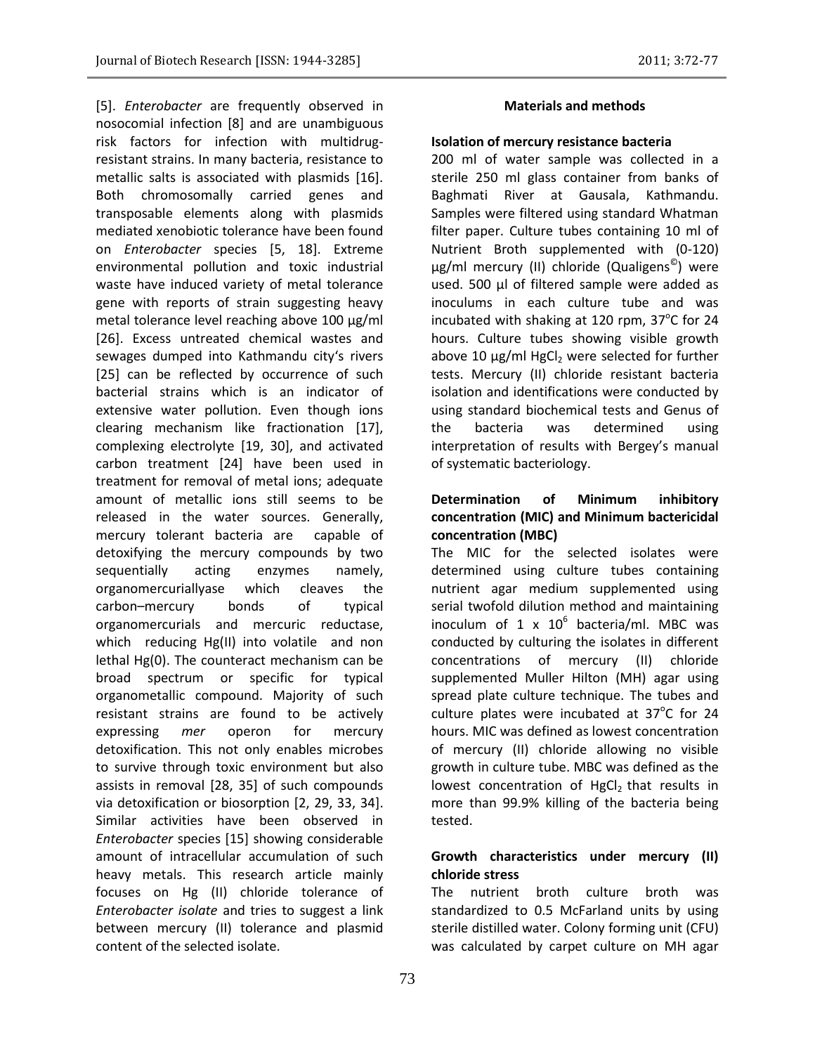[5]. *Enterobacter* are frequently observed in nosocomial infection [8] and are unambiguous risk factors for infection with multidrug-resistant strains. In many bacteria, resistance to metallic salts is associated with plasmids [16]. Both chromosomally carried genes and transposable elements along with plasmids mediated xenobiotic tolerance have been found on *Enterobacter* species [5, 18]. Extreme environmental pollution and toxic industrial waste have induced variety of metal tolerance gene with reports of strain suggesting heavy metal tolerance level reaching above 100 µg/ml [26]. Excess untreated chemical wastes and sewages dumped into Kathmandu city's rivers [25] can be reflected by occurrence of such bacterial strains which is an indicator of extensive water pollution. Even though ions clearing mechanism like fractionation [17], complexing electrolyte [19, 30], and activated carbon treatment [24] have been used in treatment for removal of metal ions; adequate amount of metallic ions still seems to be released in the water sources. Generally, mercury tolerant bacteria are capable of detoxifying the mercury compounds by two sequentially acting enzymes namely, organomercuriallyase which cleaves the carbon–mercury bonds of typical organomercurials and mercuric reductase, which reducing Hg(II) into volatile and non lethal Hg(0). The counteract mechanism can be broad spectrum or specific for typical organometallic compound. Majority of such resistant strains are found to be actively expressing *mer* operon for mercury detoxification. This not only enables microbes to survive through toxic environment but also assists in removal [28, 35] of such compounds via detoxification or biosorption [2, 29, 33, 34]. Similar activities have been observed in *Enterobacter* species [15] showing considerable amount of intracellular accumulation of such heavy metals. This research article mainly focuses on Hg (II) chloride tolerance of *Enterobacter isolate* and tries to suggest a link between mercury (II) tolerance and plasmid content of the selected isolate.

## Materials and methods

### Isolation of mercury resistance bacteria

200 ml of water sample was collected in a sterile 250 ml glass container from banks of Baghmati River at Gausala, Kathmandu. Samples were filtered using standard Whatman filter paper. Culture tubes containing 10 ml of Nutrient Broth supplemented with (0-120) µg/ml mercury (II) chloride (Qualigens©) were used. 500 µl of filtered sample were added as inoculums in each culture tube and was incubated with shaking at 120 rpm, 37°C for 24 hours. Culture tubes showing visible growth above 10 µg/ml $HgCl_2$ were selected for further tests. Mercury (II) chloride resistant bacteria isolation and identifications were conducted by using standard biochemical tests and Genus of the bacteria was determined using interpretation of results with Bergey's manual of systematic bacteriology.

### Determination of Minimum inhibitory concentration (MIC) and Minimum bactericidal concentration (MBC)

The MIC for the selected isolates were determined using culture tubes containing nutrient agar medium supplemented using serial twofold dilution method and maintaining inoculum of $1 \times 10^6$ bacteria/ml. MBC was conducted by culturing the isolates in different concentrations of mercury (II) chloride supplemented Muller Hilton (MH) agar using spread plate culture technique. The tubes and culture plates were incubated at 37°C for 24 hours. MIC was defined as lowest concentration of mercury (II) chloride allowing no visible growth in culture tube. MBC was defined as the lowest concentration of $HgCl_2$ that results in more than 99.9% killing of the bacteria being tested.

### Growth characteristics under mercury (II) chloride stress

The nutrient broth culture broth was standardized to 0.5 McFarland units by using sterile distilled water. Colony forming unit (CFU) was calculated by carpet culture on MH agar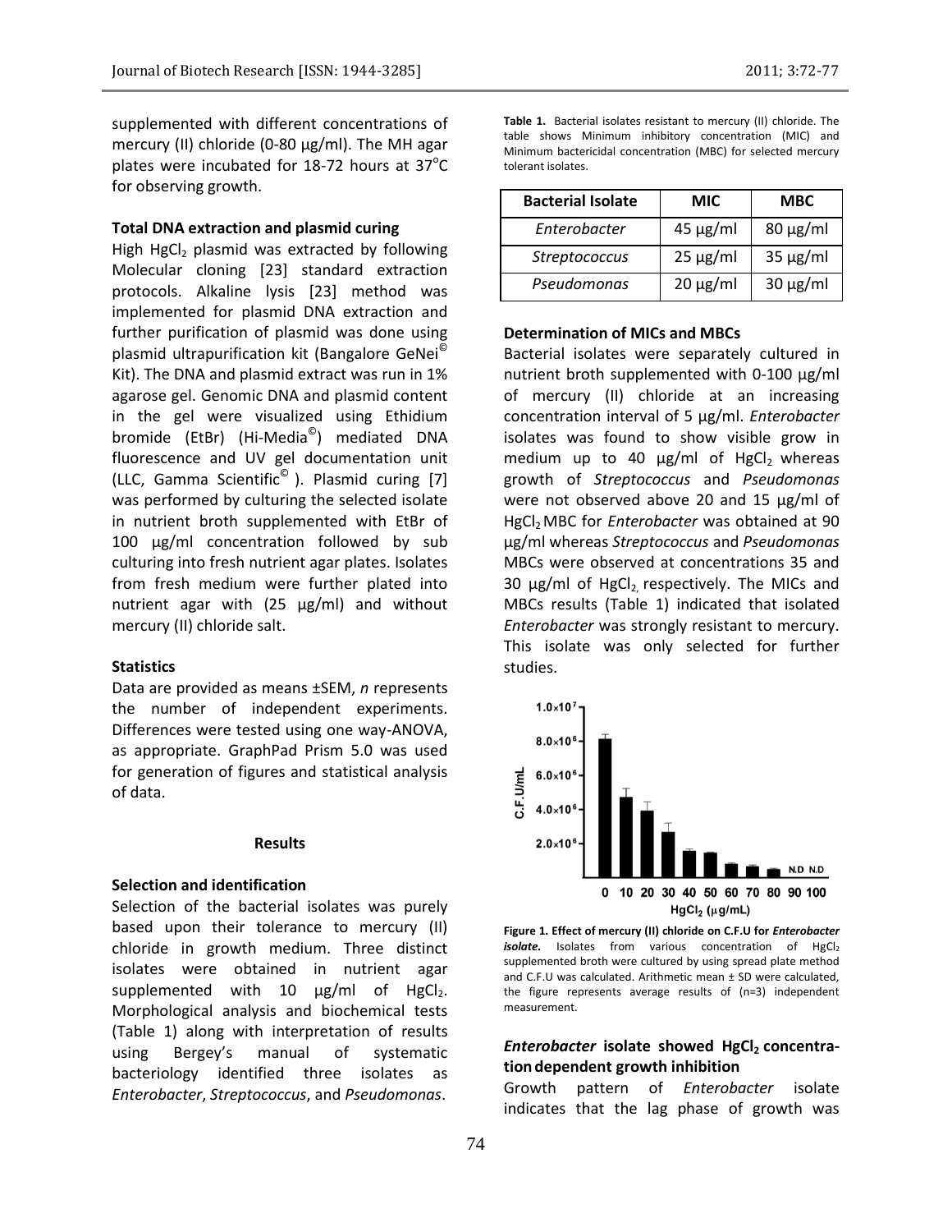supplemented with different concentrations of mercury (II) chloride (0-80 µg/ml). The MH agar plates were incubated for 18-72 hours at 37°C for observing growth.

### Total DNA extraction and plasmid curing

High $HgCl_2$ plasmid was extracted by following Molecular cloning [23] standard extraction protocols. Alkaline lysis [23] method was implemented for plasmid DNA extraction and further purification of plasmid was done using plasmid ultrapurification kit (Bangalore GeNei© Kit). The DNA and plasmid extract was run in 1% agarose gel. Genomic DNA and plasmid content in the gel were visualized using Ethidium bromide (EtBr) (Hi-Media©) mediated DNA fluorescence and UV gel documentation unit (LLC, Gamma Scientific© ). Plasmid curing [7] was performed by culturing the selected isolate in nutrient broth supplemented with EtBr of 100 µg/ml concentration followed by sub culturing into fresh nutrient agar plates. Isolates from fresh medium were further plated into nutrient agar with (25 µg/ml) and without mercury (II) chloride salt.

### Statistics

Data are provided as means ±SEM, *n* represents the number of independent experiments. Differences were tested using one way-ANOVA, as appropriate. GraphPad Prism 5.0 was used for generation of figures and statistical analysis of data.

## Results

### Selection and identification

Selection of the bacterial isolates was purely based upon their tolerance to mercury (II) chloride in growth medium. Three distinct isolates were obtained in nutrient agar supplemented with 10 µg/ml of $HgCl_2$. Morphological analysis and biochemical tests (Table 1) along with interpretation of results using Bergey's manual of systematic bacteriology identified three isolates as *Enterobacter*, *Streptococcus*, and *Pseudomonas*.

**Table 1.** Bacterial isolates resistant to mercury (II) chloride. The table shows Minimum inhibitory concentration (MIC) and Minimum bactericidal concentration (MBC) for selected mercury tolerant isolates.

| Bacterial Isolate | MIC | MBC |
|---|---|---|
| *Enterobacter* | 45 µg/ml | 80 µg/ml |
| *Streptococcus* | 25 µg/ml | 35 µg/ml |
| *Pseudomonas* | 20 µg/ml | 30 µg/ml |

### Determination of MICs and MBCs

Bacterial isolates were separately cultured in nutrient broth supplemented with 0-100 µg/ml of mercury (II) chloride at an increasing concentration interval of 5 µg/ml. *Enterobacter* isolates was found to show visible grow in medium up to 40 µg/ml of $HgCl_2$ whereas growth of *Streptococcus* and *Pseudomonas* were not observed above 20 and 15 µg/ml of $HgCl_2$ MBC for *Enterobacter* was obtained at 90 µg/ml whereas *Streptococcus* and *Pseudomonas* MBCs were observed at concentrations 35 and 30 µg/ml of $HgCl_2$, respectively. The MICs and MBCs results (Table 1) indicated that isolated *Enterobacter* was strongly resistant to mercury. This isolate was only selected for further studies.

**Figure 1. Effect of mercury (II) chloride on C.F.U for *Enterobacter* isolate.** Isolates from various concentration of $HgCl_2$ supplemented broth were cultured by using spread plate method and C.F.U was calculated. Arithmetic mean ± SD were calculated, the figure represents average results of (n=3) independent measurement.

### *Enterobacter* isolate showed $HgCl_2$ concentration dependent growth inhibition

Growth pattern of *Enterobacter* isolate indicates that the lag phase of growth was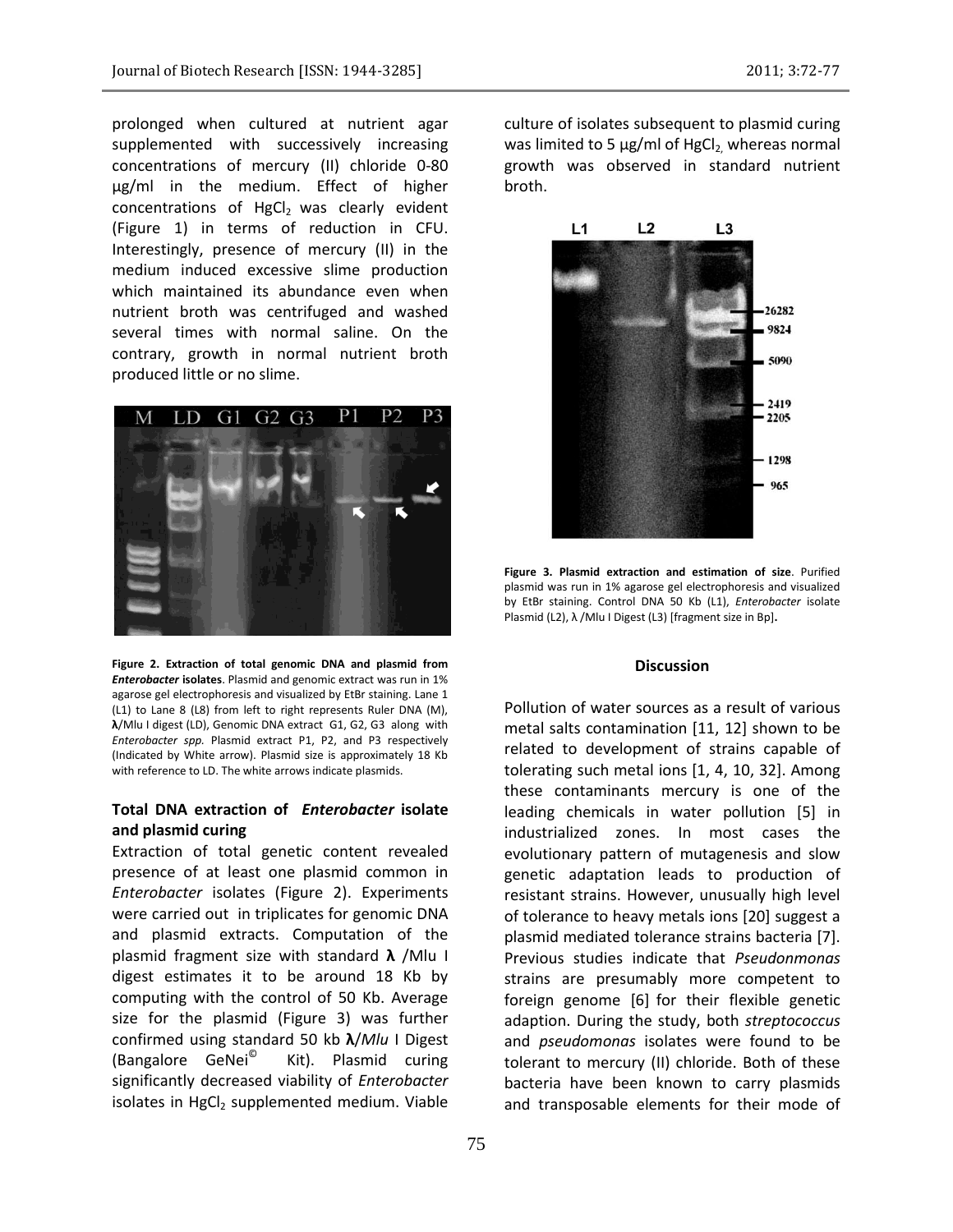prolonged when cultured at nutrient agar supplemented with successively increasing concentrations of mercury (II) chloride 0-80 µg/ml in the medium. Effect of higher concentrations of $HgCl_2$ was clearly evident (Figure 1) in terms of reduction in CFU. Interestingly, presence of mercury (II) in the medium induced excessive slime production which maintained its abundance even when nutrient broth was centrifuged and washed several times with normal saline. On the contrary, growth in normal nutrient broth produced little or no slime.

**Figure 2. Extraction of total genomic DNA and plasmid from *Enterobacter* isolates**. Plasmid and genomic extract was run in 1% agarose gel electrophoresis and visualized by EtBr staining. Lane 1 (L1) to Lane 8 (L8) from left to right represents Ruler DNA (M), **λ**/Mlu I digest (LD), Genomic DNA extract G1, G2, G3 along with *Enterobacter spp.* Plasmid extract P1, P2, and P3 respectively (Indicated by White arrow). Plasmid size is approximately 18 Kb with reference to LD. The white arrows indicate plasmids.

### Total DNA extraction of *Enterobacter* isolate and plasmid curing

Extraction of total genetic content revealed presence of at least one plasmid common in *Enterobacter* isolates (Figure 2). Experiments were carried out in triplicates for genomic DNA and plasmid extracts. Computation of the plasmid fragment size with standard **λ** /Mlu I digest estimates it to be around 18 Kb by computing with the control of 50 Kb. Average size for the plasmid (Figure 3) was further confirmed using standard 50 kb **λ**/*Mlu* I Digest (Bangalore GeNei© Kit). Plasmid curing significantly decreased viability of *Enterobacter* isolates in $HgCl_2$ supplemented medium. Viable culture of isolates subsequent to plasmid curing was limited to 5 µg/ml of $HgCl_2$, whereas normal growth was observed in standard nutrient broth.

**Figure 3. Plasmid extraction and estimation of size**. Purified plasmid was run in 1% agarose gel electrophoresis and visualized by EtBr staining. Control DNA 50 Kb (L1), *Enterobacter* isolate Plasmid (L2), λ /Mlu I Digest (L3) [fragment size in Bp].

## Discussion

Pollution of water sources as a result of various metal salts contamination [11, 12] shown to be related to development of strains capable of tolerating such metal ions [1, 4, 10, 32]. Among these contaminants mercury is one of the leading chemicals in water pollution [5] in industrialized zones. In most cases the evolutionary pattern of mutagenesis and slow genetic adaptation leads to production of resistant strains. However, unusually high level of tolerance to heavy metals ions [20] suggest a plasmid mediated tolerance strains bacteria [7]. Previous studies indicate that *Pseudonmonas* strains are presumably more competent to foreign genome [6] for their flexible genetic adaption. During the study, both *streptococcus* and *pseudomonas* isolates were found to be tolerant to mercury (II) chloride. Both of these bacteria have been known to carry plasmids and transposable elements for their mode of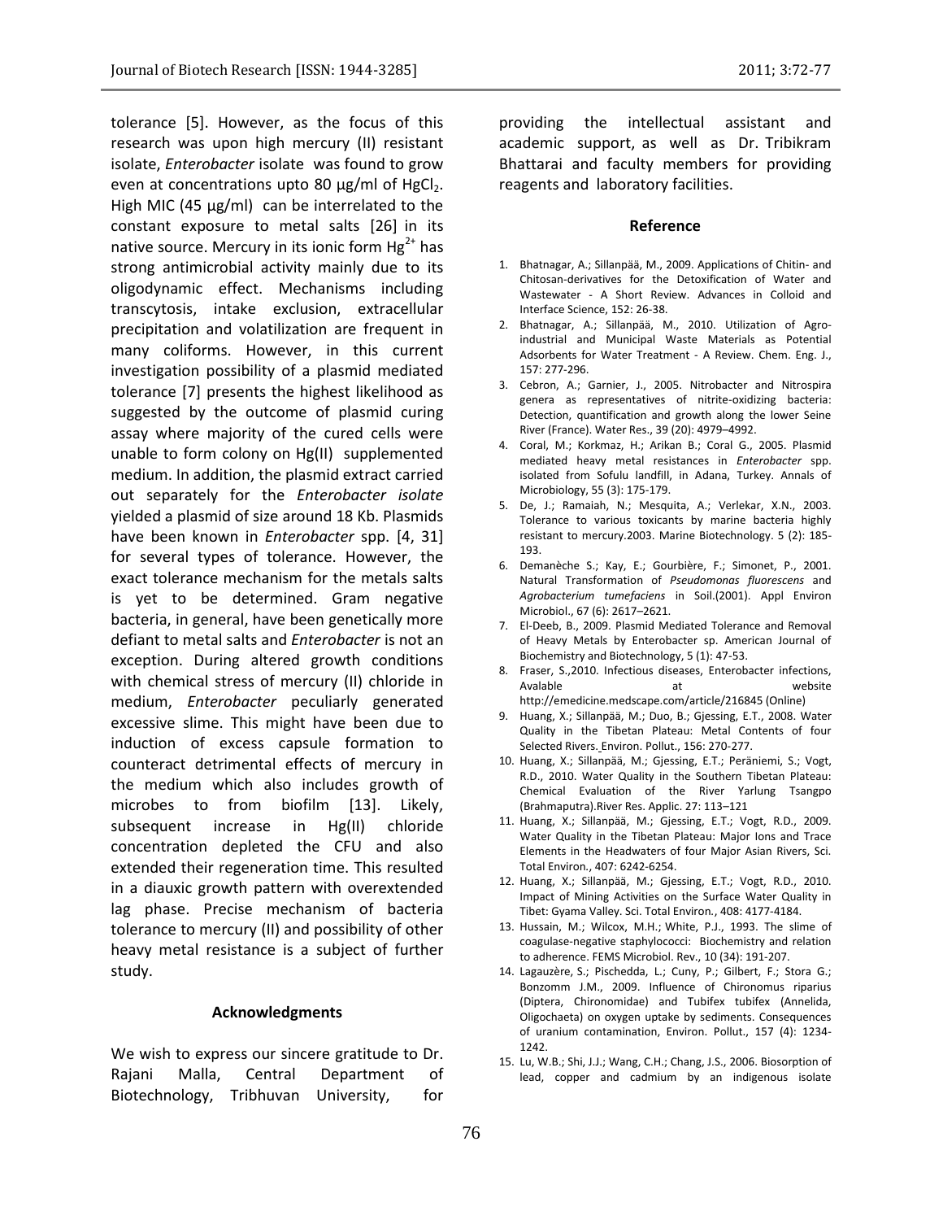tolerance [5]. However, as the focus of this research was upon high mercury (II) resistant isolate, *Enterobacter* isolate was found to grow even at concentrations upto 80 µg/ml of $HgCl_2$. High MIC (45 µg/ml) can be interrelated to the constant exposure to metal salts [26] in its native source. Mercury in its ionic form $Hg^{2+}$ has strong antimicrobial activity mainly due to its oligodynamic effect. Mechanisms including transcytosis, intake exclusion, extracellular precipitation and volatilization are frequent in many coliforms. However, in this current investigation possibility of a plasmid mediated tolerance [7] presents the highest likelihood as suggested by the outcome of plasmid curing assay where majority of the cured cells were unable to form colony on Hg(II) supplemented medium. In addition, the plasmid extract carried out separately for the *Enterobacter isolate* yielded a plasmid of size around 18 Kb. Plasmids have been known in *Enterobacter* spp. [4, 31] for several types of tolerance. However, the exact tolerance mechanism for the metals salts is yet to be determined. Gram negative bacteria, in general, have been genetically more defiant to metal salts and *Enterobacter* is not an exception. During altered growth conditions with chemical stress of mercury (II) chloride in medium, *Enterobacter* peculiarly generated excessive slime. This might have been due to induction of excess capsule formation to counteract detrimental effects of mercury in the medium which also includes growth of microbes to from biofilm [13]. Likely, subsequent increase in Hg(II) chloride concentration depleted the CFU and also extended their regeneration time. This resulted in a diauxic growth pattern with overextended lag phase. Precise mechanism of bacteria tolerance to mercury (II) and possibility of other heavy metal resistance is a subject of further study.

### Acknowledgments

We wish to express our sincere gratitude to Dr. Rajani Malla, Central Department of Biotechnology, Tribhuvan University, for providing the intellectual assistant and academic support, as well as Dr. Tribikram Bhattarai and faculty members for providing reagents and laboratory facilities.

### Reference

1. Bhatnagar, A.; Sillanpää, M., 2009. Applications of Chitin- and Chitosan-derivatives for the Detoxification of Water and Wastewater - A Short Review. Advances in Colloid and Interface Science, 152: 26-38.
2. Bhatnagar, A.; Sillanpää, M., 2010. Utilization of Agro-industrial and Municipal Waste Materials as Potential Adsorbents for Water Treatment - A Review. Chem. Eng. J., 157: 277-296.
3. Cebron, A.; Garnier, J., 2005. Nitrobacter and Nitrospira genera as representatives of nitrite-oxidizing bacteria: Detection, quantification and growth along the lower Seine River (France). Water Res., 39 (20): 4979–4992.
4. Coral, M.; Korkmaz, H.; Arikan B.; Coral G., 2005. Plasmid mediated heavy metal resistances in *Enterobacter* spp. isolated from Sofulu landfill, in Adana, Turkey. Annals of Microbiology, 55 (3): 175-179.
5. De, J.; Ramaiah, N.; Mesquita, A.; Verlekar, X.N., 2003. Tolerance to various toxicants by marine bacteria highly resistant to mercury.2003. Marine Biotechnology. 5 (2): 185-193.
6. Demanèche S.; Kay, E.; Gourbière, F.; Simonet, P., 2001. Natural Transformation of *Pseudomonas fluorescens* and *Agrobacterium tumefaciens* in Soil.(2001). Appl Environ Microbiol., 67 (6): 2617–2621.
7. El-Deeb, B., 2009. Plasmid Mediated Tolerance and Removal of Heavy Metals by Enterobacter sp. American Journal of Biochemistry and Biotechnology, 5 (1): 47-53.
8. Fraser, S.,2010. Infectious diseases, Enterobacter infections, Avalable at website http://emedicine.medscape.com/article/216845 (Online)
9. Huang, X.; Sillanpää, M.; Duo, B.; Gjessing, E.T., 2008. Water Quality in the Tibetan Plateau: Metal Contents of four Selected Rivers. Environ. Pollut., 156: 270-277.
10. Huang, X.; Sillanpää, M.; Gjessing, E.T.; Peräniemi, S.; Vogt, R.D., 2010. Water Quality in the Southern Tibetan Plateau: Chemical Evaluation of the River Yarlung Tsangpo (Brahmaputra).River Res. Applic. 27: 113–121
11. Huang, X.; Sillanpää, M.; Gjessing, E.T.; Vogt, R.D., 2009. Water Quality in the Tibetan Plateau: Major Ions and Trace Elements in the Headwaters of four Major Asian Rivers, Sci. Total Environ., 407: 6242-6254.
12. Huang, X.; Sillanpää, M.; Gjessing, E.T.; Vogt, R.D., 2010. Impact of Mining Activities on the Surface Water Quality in Tibet: Gyama Valley. Sci. Total Environ., 408: 4177-4184.
13. Hussain, M.; Wilcox, M.H.; White, P.J., 1993. The slime of coagulase-negative staphylococci: Biochemistry and relation to adherence. FEMS Microbiol. Rev., 10 (34): 191-207.
14. Lagauzère, S.; Pischedda, L.; Cuny, P.; Gilbert, F.; Stora G.; Bonzomm J.M., 2009. Influence of Chironomus riparius (Diptera, Chironomidae) and Tubifex tubifex (Annelida, Oligochaeta) on oxygen uptake by sediments. Consequences of uranium contamination, Environ. Pollut., 157 (4): 1234-1242.
15. Lu, W.B.; Shi, J.J.; Wang, C.H.; Chang, J.S., 2006. Biosorption of lead, copper and cadmium by an indigenous isolate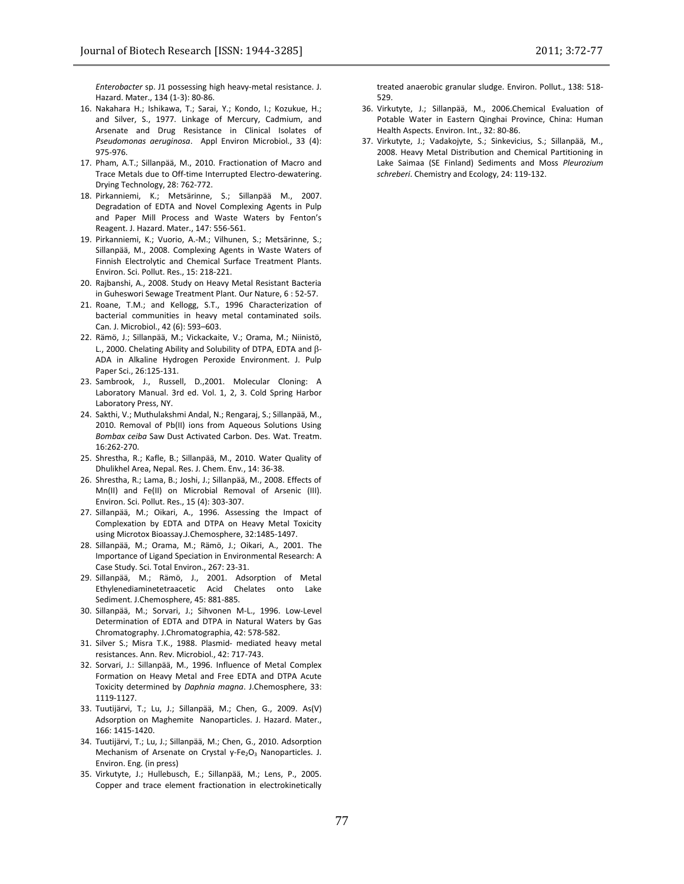*Enterobacter* sp. J1 possessing high heavy-metal resistance. J. Hazard. Mater., 134 (1-3): 80-86.

16. Nakahara H.; Ishikawa, T.; Sarai, Y.; Kondo, I.; Kozukue, H.; and Silver, S., 1977. Linkage of Mercury, Cadmium, and Arsenate and Drug Resistance in Clinical Isolates of *Pseudomonas aeruginosa*. Appl Environ Microbiol., 33 (4): 975-976.
17. Pham, A.T.; Sillanpää, M., 2010. Fractionation of Macro and Trace Metals due to Off-time Interrupted Electro-dewatering. Drying Technology, 28: 762-772.
18. Pirkanniemi, K.; Metsärinne, S.; Sillanpää M., 2007. Degradation of EDTA and Novel Complexing Agents in Pulp and Paper Mill Process and Waste Waters by Fenton's Reagent. J. Hazard. Mater., 147: 556-561.
19. Pirkanniemi, K.; Vuorio, A.-M.; Vilhunen, S.; Metsärinne, S.; Sillanpää, M., 2008. Complexing Agents in Waste Waters of Finnish Electrolytic and Chemical Surface Treatment Plants. Environ. Sci. Pollut. Res., 15: 218-221.
20. Rajbanshi, A., 2008. Study on Heavy Metal Resistant Bacteria in Guheswori Sewage Treatment Plant. Our Nature, 6 : 52-57.
21. Roane, T.M.; and Kellogg, S.T., 1996 Characterization of bacterial communities in heavy metal contaminated soils. Can. J. Microbiol., 42 (6): 593–603.
22. Rämö, J.; Sillanpää, M.; Vickackaite, V.; Orama, M.; Niinistö, L., 2000. Chelating Ability and Solubility of DTPA, EDTA and β-ADA in Alkaline Hydrogen Peroxide Environment. J. Pulp Paper Sci., 26:125-131.
23. Sambrook, J., Russell, D.,2001. Molecular Cloning: A Laboratory Manual. 3rd ed. Vol. 1, 2, 3. Cold Spring Harbor Laboratory Press, NY.
24. Sakthi, V.; Muthulakshmi Andal, N.; Rengaraj, S.; Sillanpää, M., 2010. Removal of Pb(II) ions from Aqueous Solutions Using *Bombax ceiba* Saw Dust Activated Carbon. Des. Wat. Treatm. 16:262-270.
25. Shrestha, R.; Kafle, B.; Sillanpää, M., 2010. Water Quality of Dhulikhel Area, Nepal. Res. J. Chem. Env., 14: 36-38.
26. Shrestha, R.; Lama, B.; Joshi, J.; Sillanpää, M., 2008. Effects of Mn(II) and Fe(II) on Microbial Removal of Arsenic (III). Environ. Sci. Pollut. Res., 15 (4): 303-307.
27. Sillanpää, M.; Oikari, A., 1996. Assessing the Impact of Complexation by EDTA and DTPA on Heavy Metal Toxicity using Microtox Bioassay.J.Chemosphere, 32:1485-1497.
28. Sillanpää, M.; Orama, M.; Rämö, J.; Oikari, A., 2001. The Importance of Ligand Speciation in Environmental Research: A Case Study. Sci. Total Environ., 267: 23-31.
29. Sillanpää, M.; Rämö, J., 2001. Adsorption of Metal Ethylenediaminetetraacetic Acid Chelates onto Lake Sediment. J.Chemosphere, 45: 881-885.
30. Sillanpää, M.; Sorvari, J.; Sihvonen M-L., 1996. Low-Level Determination of EDTA and DTPA in Natural Waters by Gas Chromatography. J.Chromatographia, 42: 578-582.
31. Silver S.; Misra T.K., 1988. Plasmid- mediated heavy metal resistances. Ann. Rev. Microbiol., 42: 717-743.
32. Sorvari, J.: Sillanpää, M., 1996. Influence of Metal Complex Formation on Heavy Metal and Free EDTA and DTPA Acute Toxicity determined by *Daphnia magna*. J.Chemosphere, 33: 1119-1127.
33. Tuutijärvi, T.; Lu, J.; Sillanpää, M.; Chen, G., 2009. As(V) Adsorption on Maghemite Nanoparticles. J. Hazard. Mater., 166: 1415-1420.
34. Tuutijärvi, T.; Lu, J.; Sillanpää, M.; Chen, G., 2010. Adsorption Mechanism of Arsenate on Crystal γ-$Fe_2O_3$ Nanoparticles. J. Environ. Eng. (in press)
35. Virkutyte, J.; Hullebusch, E.; Sillanpää, M.; Lens, P., 2005. Copper and trace element fractionation in electrokinetically treated anaerobic granular sludge. Environ. Pollut., 138: 518-529.
36. Virkutyte, J.; Sillanpää, M., 2006.Chemical Evaluation of Potable Water in Eastern Qinghai Province, China: Human Health Aspects. Environ. Int., 32: 80-86.
37. Virkutyte, J.; Vadakojyte, S.; Sinkevicius, S.; Sillanpää, M., 2008. Heavy Metal Distribution and Chemical Partitioning in Lake Saimaa (SE Finland) Sediments and Moss *Pleurozium schreberi*. Chemistry and Ecology, 24: 119-132.